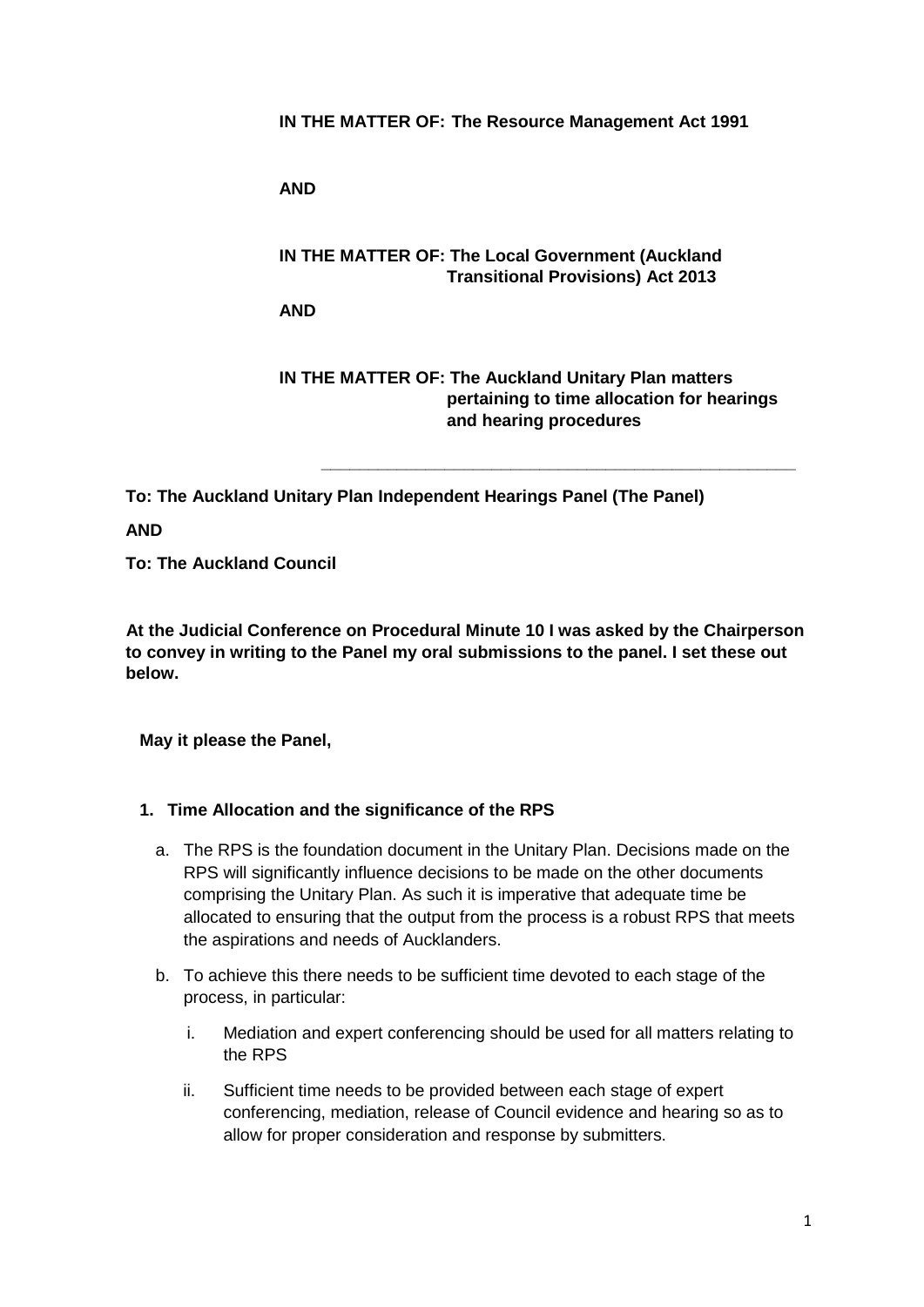**IN THE MATTER OF: The Resource Management Act 1991**

**AND**

**IN THE MATTER OF: The Local Government (Auckland Transitional Provisions) Act 2013**

**AND**

**IN THE MATTER OF: The Auckland Unitary Plan matters pertaining to time allocation for hearings and hearing procedures**

---

**To: The Auckland Unitary Plan Independent Hearings Panel (The Panel)**

**AND**

**To: The Auckland Council**

**At the Judicial Conference on Procedural Minute 10 I was asked by the Chairperson to convey in writing to the Panel my oral submissions to the panel. I set these out below.**

**May it please the Panel,**

1. **Time Allocation and the significance of the RPS**

   a. The RPS is the foundation document in the Unitary Plan. Decisions made on the RPS will significantly influence decisions to be made on the other documents comprising the Unitary Plan. As such it is imperative that adequate time be allocated to ensuring that the output from the process is a robust RPS that meets the aspirations and needs of Aucklanders.

   b. To achieve this there needs to be sufficient time devoted to each stage of the process, in particular:

      i. Mediation and expert conferencing should be used for all matters relating to the RPS

      ii. Sufficient time needs to be provided between each stage of expert conferencing, mediation, release of Council evidence and hearing so as to allow for proper consideration and response by submitters.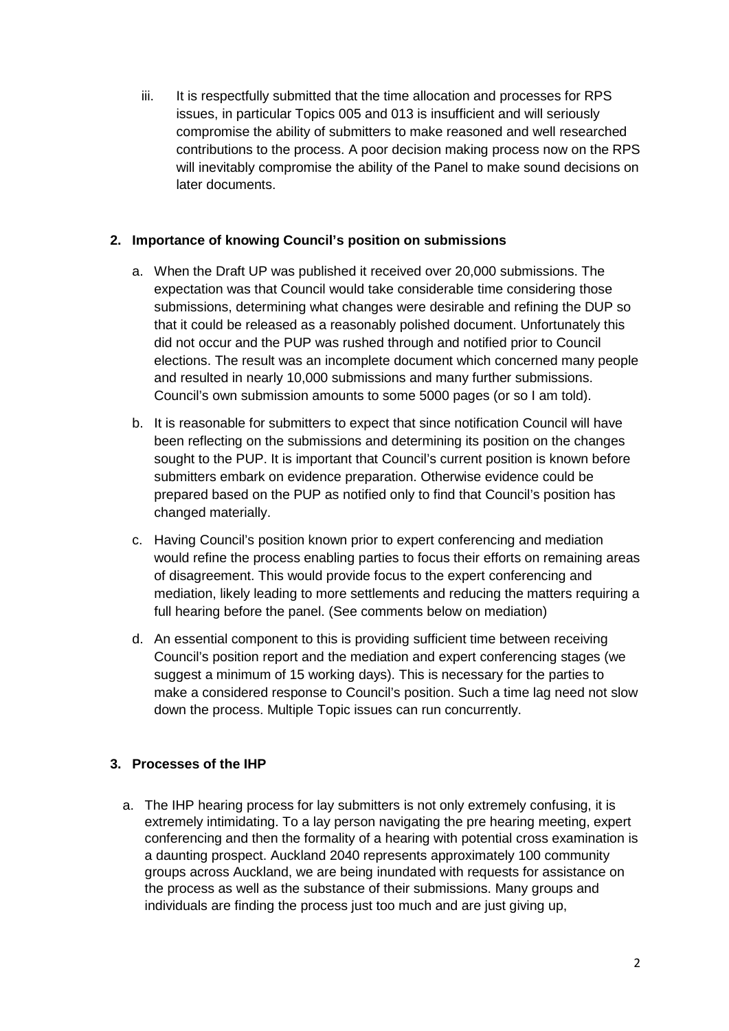iii. It is respectfully submitted that the time allocation and processes for RPS issues, in particular Topics 005 and 013 is insufficient and will seriously compromise the ability of submitters to make reasoned and well researched contributions to the process. A poor decision making process now on the RPS will inevitably compromise the ability of the Panel to make sound decisions on later documents.

## 2. Importance of knowing Council's position on submissions

a. When the Draft UP was published it received over 20,000 submissions. The expectation was that Council would take considerable time considering those submissions, determining what changes were desirable and refining the DUP so that it could be released as a reasonably polished document. Unfortunately this did not occur and the PUP was rushed through and notified prior to Council elections. The result was an incomplete document which concerned many people and resulted in nearly 10,000 submissions and many further submissions. Council's own submission amounts to some 5000 pages (or so I am told).

b. It is reasonable for submitters to expect that since notification Council will have been reflecting on the submissions and determining its position on the changes sought to the PUP. It is important that Council's current position is known before submitters embark on evidence preparation. Otherwise evidence could be prepared based on the PUP as notified only to find that Council's position has changed materially.

c. Having Council's position known prior to expert conferencing and mediation would refine the process enabling parties to focus their efforts on remaining areas of disagreement. This would provide focus to the expert conferencing and mediation, likely leading to more settlements and reducing the matters requiring a full hearing before the panel. (See comments below on mediation)

d. An essential component to this is providing sufficient time between receiving Council's position report and the mediation and expert conferencing stages (we suggest a minimum of 15 working days). This is necessary for the parties to make a considered response to Council's position. Such a time lag need not slow down the process. Multiple Topic issues can run concurrently.

## 3. Processes of the IHP

a. The IHP hearing process for lay submitters is not only extremely confusing, it is extremely intimidating. To a lay person navigating the pre hearing meeting, expert conferencing and then the formality of a hearing with potential cross examination is a daunting prospect. Auckland 2040 represents approximately 100 community groups across Auckland, we are being inundated with requests for assistance on the process as well as the substance of their submissions. Many groups and individuals are finding the process just too much and are just giving up,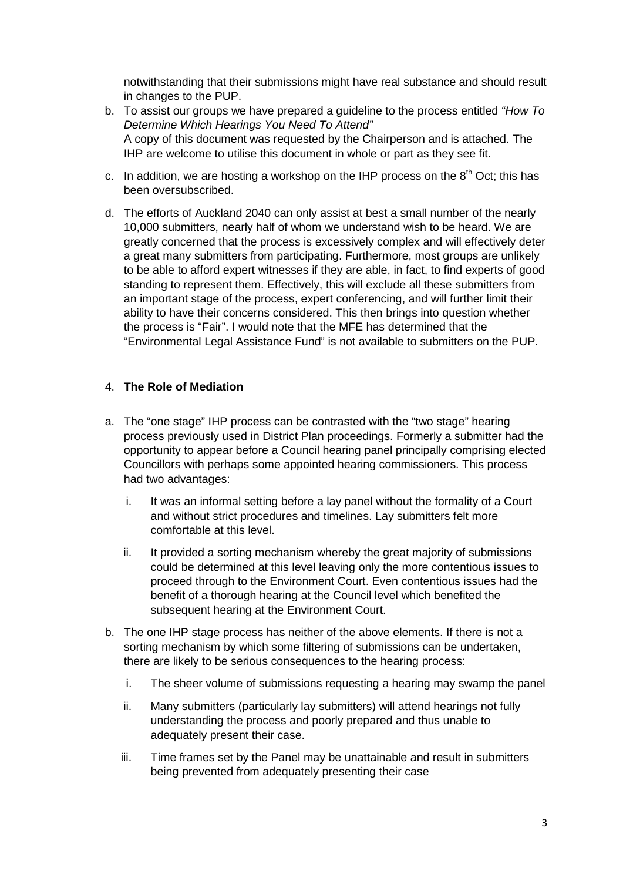notwithstanding that their submissions might have real substance and should result in changes to the PUP.

b. To assist our groups we have prepared a guideline to the process entitled *"How To Determine Which Hearings You Need To Attend"*
   A copy of this document was requested by the Chairperson and is attached. The IHP are welcome to utilise this document in whole or part as they see fit.

c. In addition, we are hosting a workshop on the IHP process on the 8th Oct; this has been oversubscribed.

d. The efforts of Auckland 2040 can only assist at best a small number of the nearly 10,000 submitters, nearly half of whom we understand wish to be heard. We are greatly concerned that the process is excessively complex and will effectively deter a great many submitters from participating. Furthermore, most groups are unlikely to be able to afford expert witnesses if they are able, in fact, to find experts of good standing to represent them. Effectively, this will exclude all these submitters from an important stage of the process, expert conferencing, and will further limit their ability to have their concerns considered. This then brings into question whether the process is "Fair". I would note that the MFE has determined that the "Environmental Legal Assistance Fund" is not available to submitters on the PUP.

4. **The Role of Mediation**

a. The "one stage" IHP process can be contrasted with the "two stage" hearing process previously used in District Plan proceedings. Formerly a submitter had the opportunity to appear before a Council hearing panel principally comprising elected Councillors with perhaps some appointed hearing commissioners. This process had two advantages:

   i. It was an informal setting before a lay panel without the formality of a Court and without strict procedures and timelines. Lay submitters felt more comfortable at this level.

   ii. It provided a sorting mechanism whereby the great majority of submissions could be determined at this level leaving only the more contentious issues to proceed through to the Environment Court. Even contentious issues had the benefit of a thorough hearing at the Council level which benefited the subsequent hearing at the Environment Court.

b. The one IHP stage process has neither of the above elements. If there is not a sorting mechanism by which some filtering of submissions can be undertaken, there are likely to be serious consequences to the hearing process:

   i. The sheer volume of submissions requesting a hearing may swamp the panel

   ii. Many submitters (particularly lay submitters) will attend hearings not fully understanding the process and poorly prepared and thus unable to adequately present their case.

   iii. Time frames set by the Panel may be unattainable and result in submitters being prevented from adequately presenting their case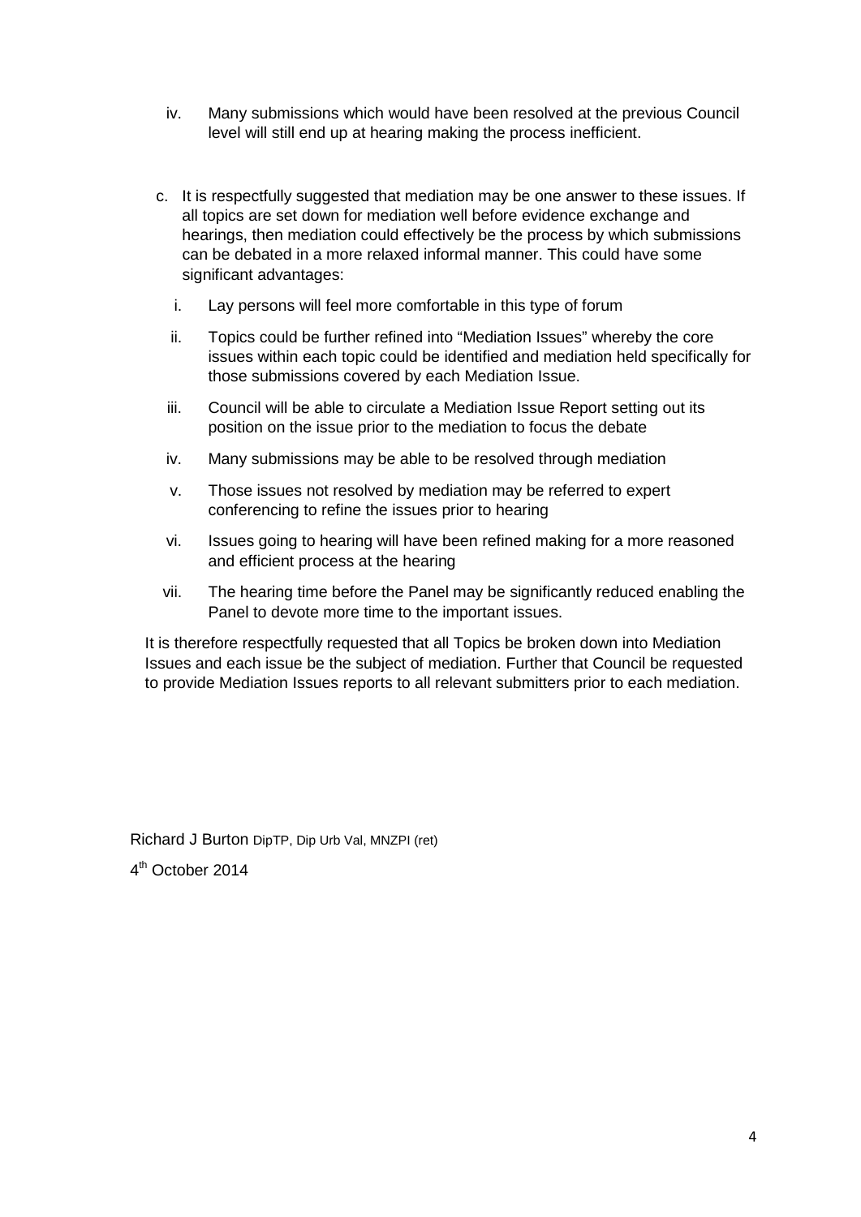iv. Many submissions which would have been resolved at the previous Council level will still end up at hearing making the process inefficient.

c. It is respectfully suggested that mediation may be one answer to these issues. If all topics are set down for mediation well before evidence exchange and hearings, then mediation could effectively be the process by which submissions can be debated in a more relaxed informal manner. This could have some significant advantages:

   i. Lay persons will feel more comfortable in this type of forum
   ii. Topics could be further refined into "Mediation Issues" whereby the core issues within each topic could be identified and mediation held specifically for those submissions covered by each Mediation Issue.
   iii. Council will be able to circulate a Mediation Issue Report setting out its position on the issue prior to the mediation to focus the debate
   iv. Many submissions may be able to be resolved through mediation
   v. Those issues not resolved by mediation may be referred to expert conferencing to refine the issues prior to hearing
   vi. Issues going to hearing will have been refined making for a more reasoned and efficient process at the hearing
   vii. The hearing time before the Panel may be significantly reduced enabling the Panel to devote more time to the important issues.

It is therefore respectfully requested that all Topics be broken down into Mediation Issues and each issue be the subject of mediation. Further that Council be requested to provide Mediation Issues reports to all relevant submitters prior to each mediation.

Richard J Burton DipTP, Dip Urb Val, MNZPI (ret)

4th October 2014